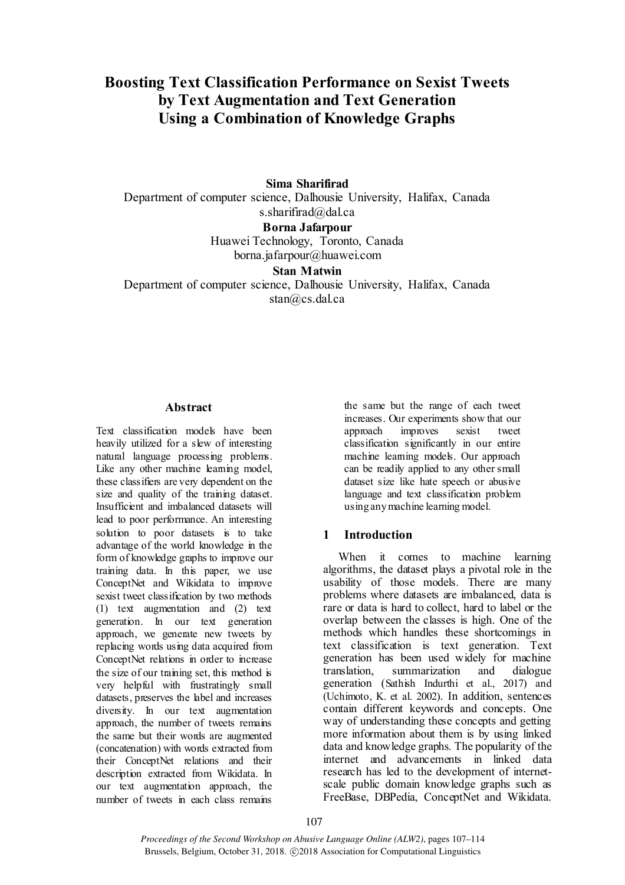# Boosting Text Classification Performance on Sexist Tweets by Text Augmentation and Text Generation Using a Combination of Knowledge Graphs

**Sima Sharifirad**
Department of computer science, Dalhousie University, Halifax, Canada
s.sharifirad@dal.ca

**Borna Jafarpour**
Huawei Technology, Toronto, Canada
borna.jafarpour@huawei.com

**Stan Matwin**
Department of computer science, Dalhousie University, Halifax, Canada
stan@cs.dal.ca

## Abstract

Text classification models have been heavily utilized for a slew of interesting natural language processing problems. Like any other machine learning model, these classifiers are very dependent on the size and quality of the training dataset. Insufficient and imbalanced datasets will lead to poor performance. An interesting solution to poor datasets is to take advantage of the world knowledge in the form of knowledge graphs to improve our training data. In this paper, we use ConceptNet and Wikidata to improve sexist tweet classification by two methods (1) text augmentation and (2) text generation. In our text generation approach, we generate new tweets by replacing words using data acquired from ConceptNet relations in order to increase the size of our training set, this method is very helpful with frustratingly small datasets, preserves the label and increases diversity. In our text augmentation approach, the number of tweets remains the same but their words are augmented (concatenation) with words extracted from their ConceptNet relations and their description extracted from Wikidata. In our text augmentation approach, the number of tweets in each class remains the same but the range of each tweet increases. Our experiments show that our approach improves sexist tweet classification significantly in our entire machine learning models. Our approach can be readily applied to any other small dataset size like hate speech or abusive language and text classification problem using any machine learning model.

## 1 Introduction

When it comes to machine learning algorithms, the dataset plays a pivotal role in the usability of those models. There are many problems where datasets are imbalanced, data is rare or data is hard to collect, hard to label or the overlap between the classes is high. One of the methods which handles these shortcomings in text classification is text generation. Text generation has been used widely for machine translation, summarization and dialogue generation (Sathish Indurthi et al., 2017) and (Uchimoto, K. et al. 2002). In addition, sentences contain different keywords and concepts. One way of understanding these concepts and getting more information about them is by using linked data and knowledge graphs. The popularity of the internet and advancements in linked data research has led to the development of internet-scale public domain knowledge graphs such as FreeBase, DBPedia, ConceptNet and Wikidata.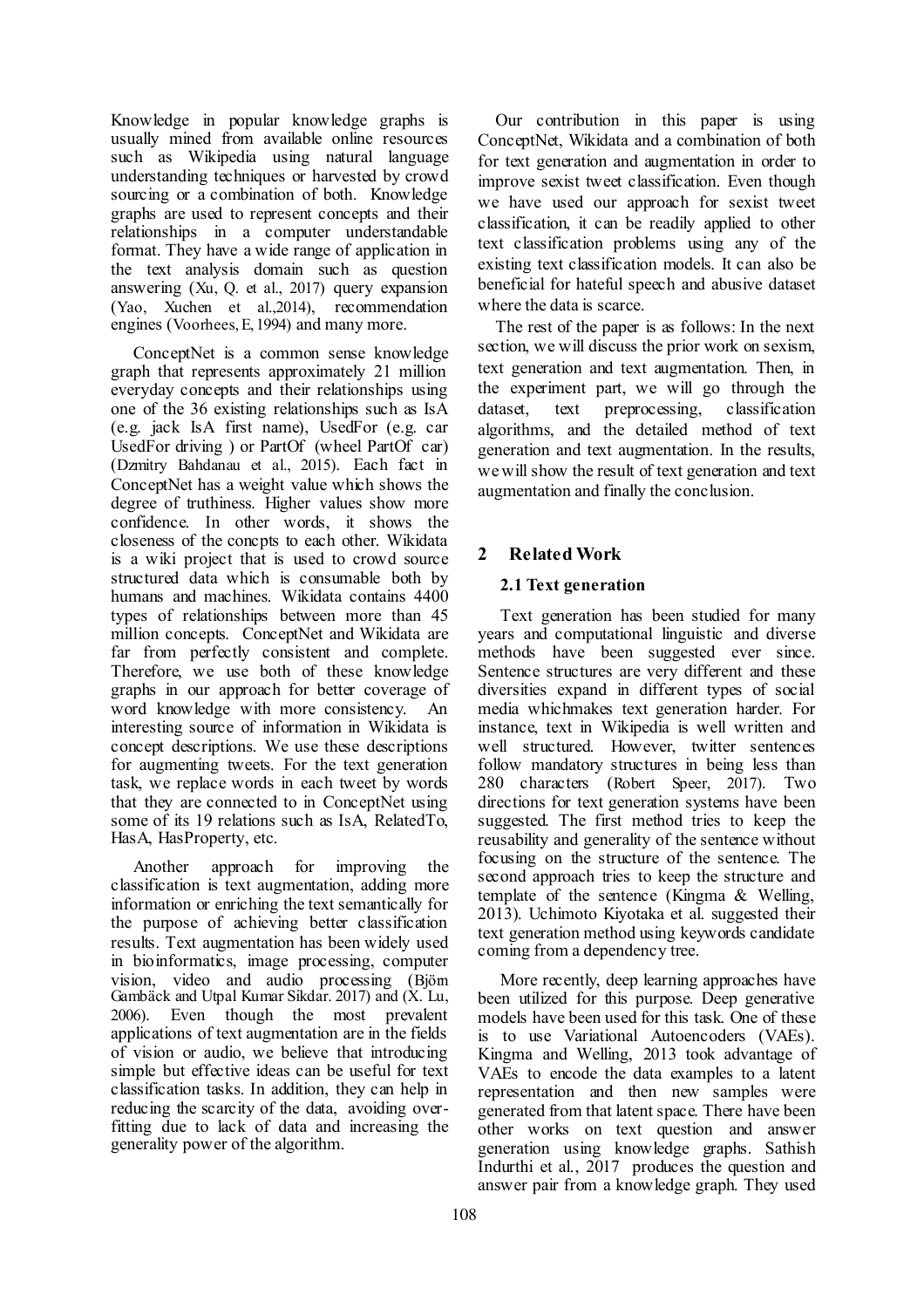Knowledge in popular knowledge graphs is usually mined from available online resources such as Wikipedia using natural language understanding techniques or harvested by crowd sourcing or a combination of both. Knowledge graphs are used to represent concepts and their relationships in a computer understandable format. They have a wide range of application in the text analysis domain such as question answering (Xu, Q. et al., 2017) query expansion (Yao, Xuchen et al.,2014), recommendation engines (Voorhees, E, 1994) and many more.

ConceptNet is a common sense knowledge graph that represents approximately 21 million everyday concepts and their relationships using one of the 36 existing relationships such as IsA (e.g. jack IsA first name), UsedFor (e.g. car UsedFor driving ) or PartOf (wheel PartOf car) (Dzmitry Bahdanau et al., 2015). Each fact in ConceptNet has a weight value which shows the degree of truthiness. Higher values show more confidence. In other words, it shows the closeness of the concpts to each other. Wikidata is a wiki project that is used to crowd source structured data which is consumable both by humans and machines. Wikidata contains 4400 types of relationships between more than 45 million concepts. ConceptNet and Wikidata are far from perfectly consistent and complete. Therefore, we use both of these knowledge graphs in our approach for better coverage of word knowledge with more consistency. An interesting source of information in Wikidata is concept descriptions. We use these descriptions for augmenting tweets. For the text generation task, we replace words in each tweet by words that they are connected to in ConceptNet using some of its 19 relations such as IsA, RelatedTo, HasA, HasProperty, etc.

Another approach for improving the classification is text augmentation, adding more information or enriching the text semantically for the purpose of achieving better classification results. Text augmentation has been widely used in bioinformatics, image processing, computer vision, video and audio processing (Björn Gambäck and Utpal Kumar Sikdar. 2017) and (X. Lu, 2006). Even though the most prevalent applications of text augmentation are in the fields of vision or audio, we believe that introducing simple but effective ideas can be useful for text classification tasks. In addition, they can help in reducing the scarcity of the data, avoiding over-fitting due to lack of data and increasing the generality power of the algorithm.

Our contribution in this paper is using ConceptNet, Wikidata and a combination of both for text generation and augmentation in order to improve sexist tweet classification. Even though we have used our approach for sexist tweet classification, it can be readily applied to other text classification problems using any of the existing text classification models. It can also be beneficial for hateful speech and abusive dataset where the data is scarce.

The rest of the paper is as follows: In the next section, we will discuss the prior work on sexism, text generation and text augmentation. Then, in the experiment part, we will go through the dataset, text preprocessing, classification algorithms, and the detailed method of text generation and text augmentation. In the results, we will show the result of text generation and text augmentation and finally the conclusion.

## 2 Related Work

### 2.1 Text generation

Text generation has been studied for many years and computational linguistic and diverse methods have been suggested ever since. Sentence structures are very different and these diversities expand in different types of social media whichmakes text generation harder. For instance, text in Wikipedia is well written and well structured. However, twitter sentences follow mandatory structures in being less than 280 characters (Robert Speer, 2017). Two directions for text generation systems have been suggested. The first method tries to keep the reusability and generality of the sentence without focusing on the structure of the sentence. The second approach tries to keep the structure and template of the sentence (Kingma & Welling, 2013). Uchimoto Kiyotaka et al. suggested their text generation method using keywords candidate coming from a dependency tree.

More recently, deep learning approaches have been utilized for this purpose. Deep generative models have been used for this task. One of these is to use Variational Autoencoders (VAEs). Kingma and Welling, 2013 took advantage of VAEs to encode the data examples to a latent representation and then new samples were generated from that latent space. There have been other works on text question and answer generation using knowledge graphs. Sathish Indurthi et al., 2017 produces the question and answer pair from a knowledge graph. They used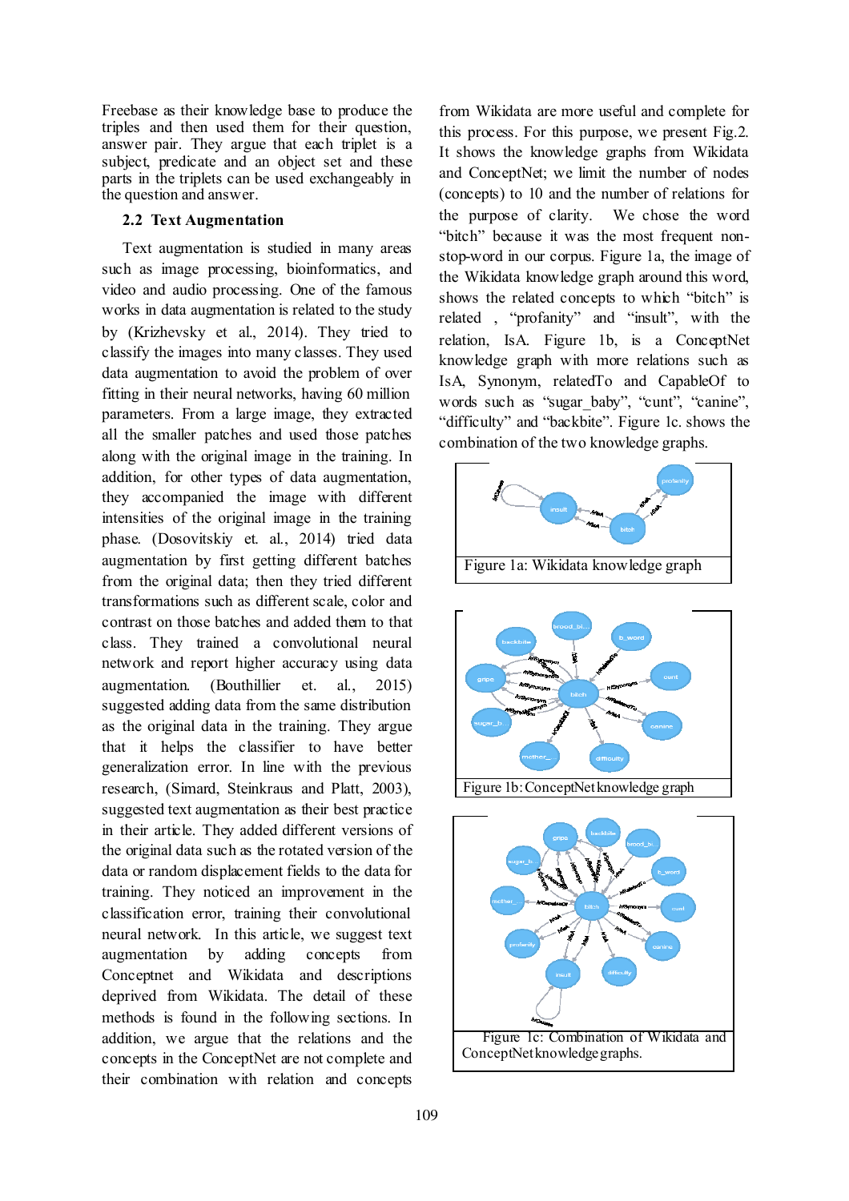Freebase as their knowledge base to produce the triples and then used them for their question, answer pair. They argue that each triplet is a subject, predicate and an object set and these parts in the triplets can be used exchangeably in the question and answer.

### 2.2 Text Augmentation

Text augmentation is studied in many areas such as image processing, bioinformatics, and video and audio processing. One of the famous works in data augmentation is related to the study by (Krizhevsky et al., 2014). They tried to classify the images into many classes. They used data augmentation to avoid the problem of over fitting in their neural networks, having 60 million parameters. From a large image, they extracted all the smaller patches and used those patches along with the original image in the training. In addition, for other types of data augmentation, they accompanied the image with different intensities of the original image in the training phase. (Dosovitskiy et. al., 2014) tried data augmentation by first getting different batches from the original data; then they tried different transformations such as different scale, color and contrast on those batches and added them to that class. They trained a convolutional neural network and report higher accuracy using data augmentation. (Bouthillier et. al., 2015) suggested adding data from the same distribution as the original data in the training. They argue that it helps the classifier to have better generalization error. In line with the previous research, (Simard, Steinkraus and Platt, 2003), suggested text augmentation as their best practice in their article. They added different versions of the original data such as the rotated version of the data or random displacement fields to the data for training. They noticed an improvement in the classification error, training their convolutional neural network. In this article, we suggest text augmentation by adding concepts from Conceptnet and Wikidata and descriptions deprived from Wikidata. The detail of these methods is found in the following sections. In addition, we argue that the relations and the concepts in the ConceptNet are not complete and their combination with relation and concepts from Wikidata are more useful and complete for this process. For this purpose, we present Fig.2. It shows the knowledge graphs from Wikidata and ConceptNet; we limit the number of nodes (concepts) to 10 and the number of relations for the purpose of clarity. We chose the word "bitch" because it was the most frequent non-stop-word in our corpus. Figure 1a, the image of the Wikidata knowledge graph around this word, shows the related concepts to which "bitch" is related , "profanity" and "insult", with the relation, IsA. Figure 1b, is a ConceptNet knowledge graph with more relations such as IsA, Synonym, relatedTo and CapableOf to words such as "sugar_baby", "cunt", "canine", "difficulty" and "backbite". Figure 1c. shows the combination of the two knowledge graphs.

Figure 1a: Wikidata knowledge graph

Figure 1b: ConceptNet knowledge graph

Figure 1c: Combination of Wikidata and ConceptNet knowledge graphs.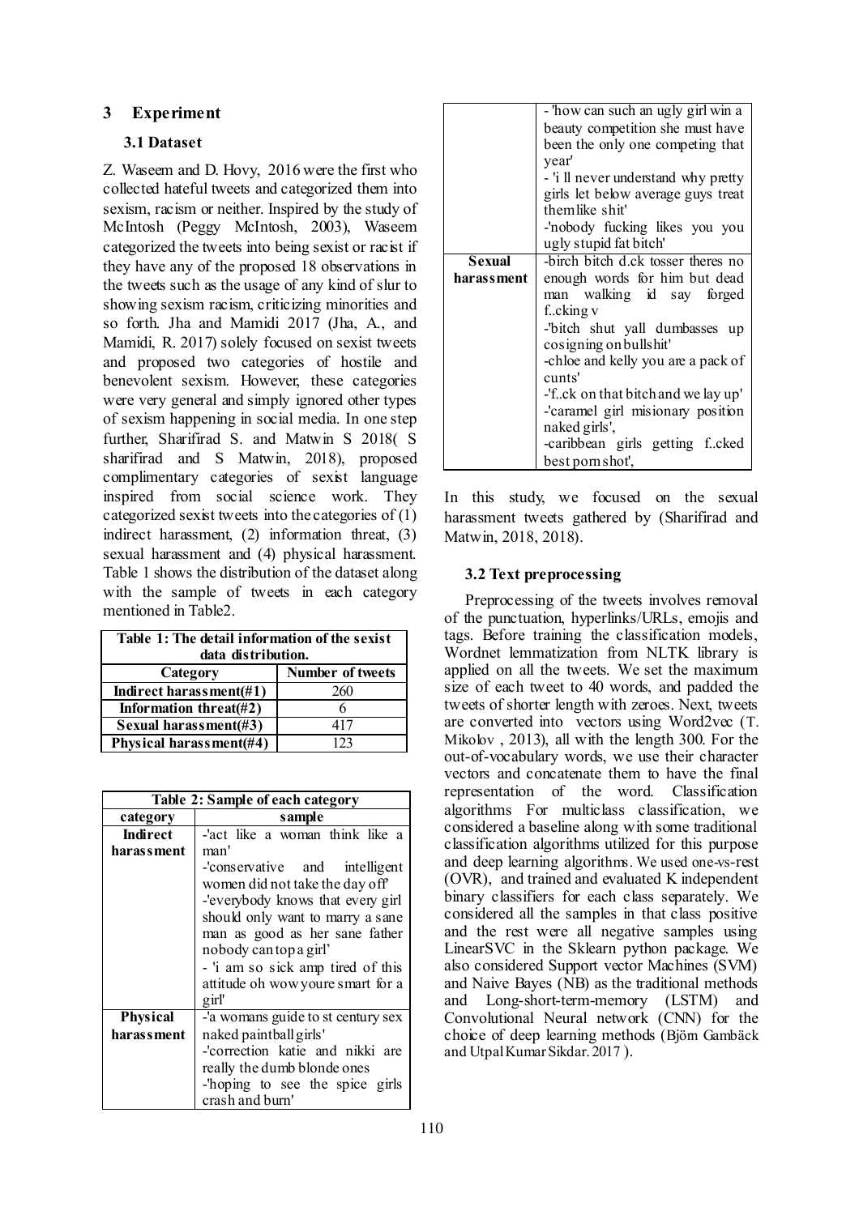## 3 Experiment

### 3.1 Dataset

Z. Waseem and D. Hovy, 2016 were the first who collected hateful tweets and categorized them into sexism, racism or neither. Inspired by the study of McIntosh (Peggy McIntosh, 2003), Waseem categorized the tweets into being sexist or racist if they have any of the proposed 18 observations in the tweets such as the usage of any kind of slur to showing sexism racism, criticizing minorities and so forth. Jha and Mamidi 2017 (Jha, A., and Mamidi, R. 2017) solely focused on sexist tweets and proposed two categories of hostile and benevolent sexism. However, these categories were very general and simply ignored other types of sexism happening in social media. In one step further, Sharifirad S. and Matwin S 2018( S sharifirad and S Matwin, 2018), proposed complimentary categories of sexist language inspired from social science work. They categorized sexist tweets into the categories of (1) indirect harassment, (2) information threat, (3) sexual harassment and (4) physical harassment. Table 1 shows the distribution of the dataset along with the sample of tweets in each category mentioned in Table2.

**Table 1: The detail information of the sexist data distribution.**

| Category | Number of tweets |
|---|---|
| **Indirect harassment(#1)** | 260 |
| **Information threat(#2)** | 6 |
| **Sexual harassment(#3)** | 417 |
| **Physical harassment(#4)** | 123 |

**Table 2: Sample of each category**

| category | sample |
|---|---|
| **Indirect harassment** | -'act like a woman think like a man' -'conservative and intelligent women did not take the day off' -'everybody knows that every girl should only want to marry a sane man as good as her sane father nobody can top a girl' - 'i am so sick amp tired of this attitude oh wow youre smart for a girl' |
| **Physical harassment** | -'a womans guide to st century sex naked paintball girls' -'correction katie and nikki are really the dumb blonde ones -'hoping to see the spice girls crash and burn' - 'how can such an ugly girl win a beauty competition she must have been the only one competing that year' - 'i ll never understand why pretty girls let below average guys treat them like shit' -'nobody fucking likes you you ugly stupid fat bitch' |
| **Sexual harassment** | -birch bitch d.ck tosser theres no enough words for him but dead man walking id say forged f..cking v -'bitch shut yall dumbasses up cosigning on bullshit' -chloe and kelly you are a pack of cunts' -'f..ck on that bitch and we lay up' -'caramel girl misionary position naked girls', -caribbean girls getting f..cked best porn shot', |

In this study, we focused on the sexual harassment tweets gathered by (Sharifirad and Matwin, 2018, 2018).

### 3.2 Text preprocessing

Preprocessing of the tweets involves removal of the punctuation, hyperlinks/URLs, emojis and tags. Before training the classification models, Wordnet lemmatization from NLTK library is applied on all the tweets. We set the maximum size of each tweet to 40 words, and padded the tweets of shorter length with zeroes. Next, tweets are converted into vectors using Word2vec (T. Mikolov , 2013), all with the length 300. For the out-of-vocabulary words, we use their character vectors and concatenate them to have the final representation of the word. Classification algorithms For multiclass classification, we considered a baseline along with some traditional classification algorithms utilized for this purpose and deep learning algorithms. We used one-vs-rest (OVR), and trained and evaluated K independent binary classifiers for each class separately. We considered all the samples in that class positive and the rest were all negative samples using LinearSVC in the Sklearn python package. We also considered Support vector Machines (SVM) and Naive Bayes (NB) as the traditional methods and Long-short-term-memory (LSTM) and Convolutional Neural network (CNN) for the choice of deep learning methods (Björn Gambäck and Utpal Kumar Sikdar. 2017 ).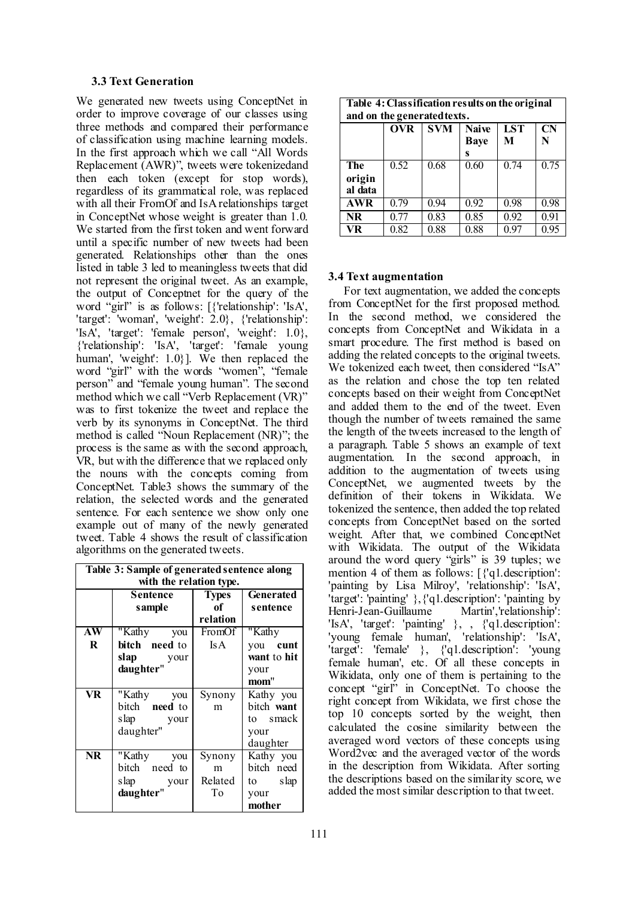### 3.3 Text Generation

We generated new tweets using ConceptNet in order to improve coverage of our classes using three methods and compared their performance of classification using machine learning models. In the first approach which we call "All Words Replacement (AWR)", tweets were tokenizedand then each token (except for stop words), regardless of its grammatical role, was replaced with all their FromOf and IsA relationships target in ConceptNet whose weight is greater than 1.0. We started from the first token and went forward until a specific number of new tweets had been generated. Relationships other than the ones listed in table 3 led to meaningless tweets that did not represent the original tweet. As an example, the output of Conceptnet for the query of the word "girl" is as follows: [{'relationship': 'IsA', 'target': 'woman', 'weight': 2.0}, {'relationship': 'IsA', 'target': 'female person', 'weight': 1.0}, {'relationship': 'IsA', 'target': 'female young human', 'weight': 1.0}]. We then replaced the word "girl" with the words "women", "female person" and "female young human". The second method which we call "Verb Replacement (VR)" was to first tokenize the tweet and replace the verb by its synonyms in ConceptNet. The third method is called "Noun Replacement (NR)"; the process is the same as with the second approach, VR, but with the difference that we replaced only the nouns with the concepts coming from ConceptNet. Table3 shows the summary of the relation, the selected words and the generated sentence. For each sentence we show only one example out of many of the newly generated tweet. Table 4 shows the result of classification algorithms on the generated tweets.

**Table 3: Sample of generated sentence along with the relation type.**

| | Sentence sample | Types of relation | Generated sentence |
|---|---|---|---|
| **AWR** | "Kathy you **bitch need** to **slap** your **daughter**" | FromOf IsA | "Kathy you **cunt want** to **hit** your **mom**" |
| **VR** | "Kathy you bitch **need** to slap your daughter" | Synonym | Kathy you bitch **want** to smack your daughter |
| **NR** | "Kathy you bitch need to slap your **daughter**" | Synonym Related To | Kathy you bitch need to slap your **mother** |

**Table 4: Classification results on the original and on the generated texts.**

| | OVR | SVM | Naive Bayes | LSTM | CNN |
|---|---|---|---|---|---|
| **The original data** | 0.52 | 0.68 | 0.60 | 0.74 | 0.75 |
| **AWR** | 0.79 | 0.94 | 0.92 | 0.98 | 0.98 |
| **NR** | 0.77 | 0.83 | 0.85 | 0.92 | 0.91 |
| **VR** | 0.82 | 0.88 | 0.88 | 0.97 | 0.95 |

### 3.4 Text augmentation

For text augmentation, we added the concepts from ConceptNet for the first proposed method. In the second method, we considered the concepts from ConceptNet and Wikidata in a smart procedure. The first method is based on adding the related concepts to the original tweets. We tokenized each tweet, then considered "IsA" as the relation and chose the top ten related concepts based on their weight from ConceptNet and added them to the end of the tweet. Even though the number of tweets remained the same the length of the tweets increased to the length of a paragraph. Table 5 shows an example of text augmentation. In the second approach, in addition to the augmentation of tweets using ConceptNet, we augmented tweets by the definition of their tokens in Wikidata. We tokenized the sentence, then added the top related concepts from ConceptNet based on the sorted weight. After that, we combined ConceptNet with Wikidata. The output of the Wikidata around the word query "girls" is 39 tuples; we mention 4 of them as follows: [{'q1.description': 'painting by Lisa Milroy', 'relationship': 'IsA', 'target': 'painting' },{'q1.description': 'painting by Henri-Jean-Guillaume Martin','relationship': 'IsA', 'target': 'painting' }, , {'q1.description': 'young female human', 'relationship': 'IsA', 'target': 'female' }, {'q1.description': 'young female human', etc. Of all these concepts in Wikidata, only one of them is pertaining to the concept "girl" in ConceptNet. To choose the right concept from Wikidata, we first chose the top 10 concepts sorted by the weight, then calculated the cosine similarity between the averaged word vectors of these concepts using Word2vec and the averaged vector of the words in the description from Wikidata. After sorting the descriptions based on the similarity score, we added the most similar description to that tweet.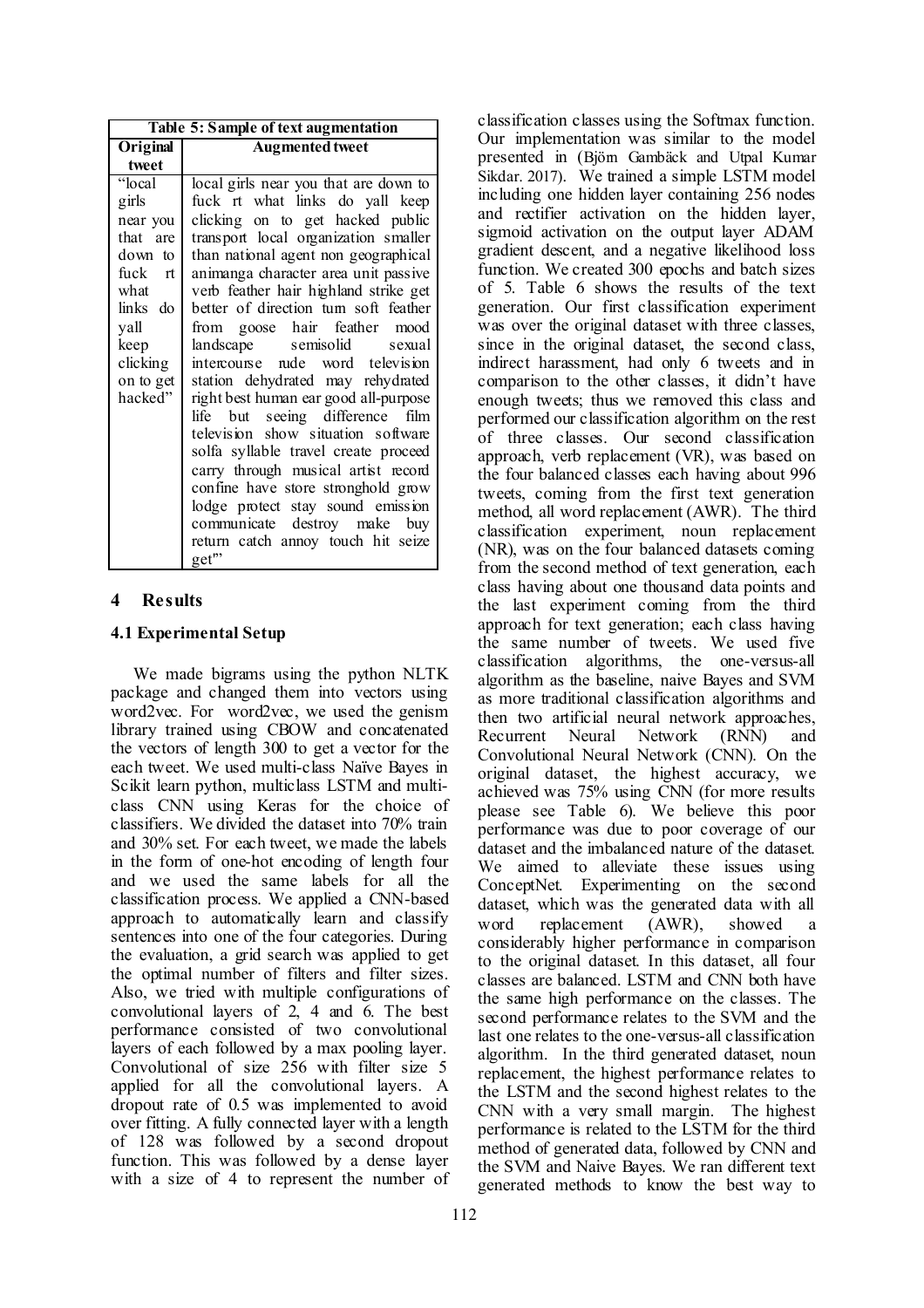| Table 5: Sample of text augmentation | |
|---|---|
| **Original tweet** | **Augmented tweet** |
| "local girls near you that are down to fuck rt what links do yall keep clicking on to get hacked" | local girls near you that are down to fuck rt what links do yall keep clicking on to get hacked public transport local organization smaller than national agent non geographical animanga character area unit passive verb feather hair highland strike get better of direction turn soft feather from goose hair feather mood landscape semisolid sexual intercourse rude word television station dehydrated may rehydrated right best human ear good all-purpose life but seeing difference film television show situation software solfa syllable travel create proceed carry through musical artist record confine have store stronghold grow lodge protect stay sound emission communicate destroy make buy return catch annoy touch hit seize get" |

## 4 Results

### 4.1 Experimental Setup

We made bigrams using the python NLTK package and changed them into vectors using word2vec. For word2vec, we used the genism library trained using CBOW and concatenated the vectors of length 300 to get a vector for the each tweet. We used multi-class Naïve Bayes in Scikit learn python, multiclass LSTM and multi-class CNN using Keras for the choice of classifiers. We divided the dataset into 70% train and 30% set. For each tweet, we made the labels in the form of one-hot encoding of length four and we used the same labels for all the classification process. We applied a CNN-based approach to automatically learn and classify sentences into one of the four categories. During the evaluation, a grid search was applied to get the optimal number of filters and filter sizes. Also, we tried with multiple configurations of convolutional layers of 2, 4 and 6. The best performance consisted of two convolutional layers of each followed by a max pooling layer. Convolutional of size 256 with filter size 5 applied for all the convolutional layers. A dropout rate of 0.5 was implemented to avoid over fitting. A fully connected layer with a length of 128 was followed by a second dropout function. This was followed by a dense layer with a size of 4 to represent the number of classification classes using the Softmax function. Our implementation was similar to the model presented in (Björn Gambäck and Utpal Kumar Sikdar. 2017). We trained a simple LSTM model including one hidden layer containing 256 nodes and rectifier activation on the hidden layer, sigmoid activation on the output layer ADAM gradient descent, and a negative likelihood loss function. We created 300 epochs and batch sizes of 5. Table 6 shows the results of the text generation. Our first classification experiment was over the original dataset with three classes, since in the original dataset, the second class, indirect harassment, had only 6 tweets and in comparison to the other classes, it didn't have enough tweets; thus we removed this class and performed our classification algorithm on the rest of three classes. Our second classification approach, verb replacement (VR), was based on the four balanced classes each having about 996 tweets, coming from the first text generation method, all word replacement (AWR). The third classification experiment, noun replacement (NR), was on the four balanced datasets coming from the second method of text generation, each class having about one thousand data points and the last experiment coming from the third approach for text generation; each class having the same number of tweets. We used five classification algorithms, the one-versus-all algorithm as the baseline, naive Bayes and SVM as more traditional classification algorithms and then two artificial neural network approaches, Recurrent Neural Network (RNN) and Convolutional Neural Network (CNN). On the original dataset, the highest accuracy, we achieved was 75% using CNN (for more results please see Table 6). We believe this poor performance was due to poor coverage of our dataset and the imbalanced nature of the dataset. We aimed to alleviate these issues using ConceptNet. Experimenting on the second dataset, which was the generated data with all word replacement (AWR), showed a considerably higher performance in comparison to the original dataset. In this dataset, all four classes are balanced. LSTM and CNN both have the same high performance on the classes. The second performance relates to the SVM and the last one relates to the one-versus-all classification algorithm. In the third generated dataset, noun replacement, the highest performance relates to the LSTM and the second highest relates to the CNN with a very small margin. The highest performance is related to the LSTM for the third method of generated data, followed by CNN and the SVM and Naive Bayes. We ran different text generated methods to know the best way to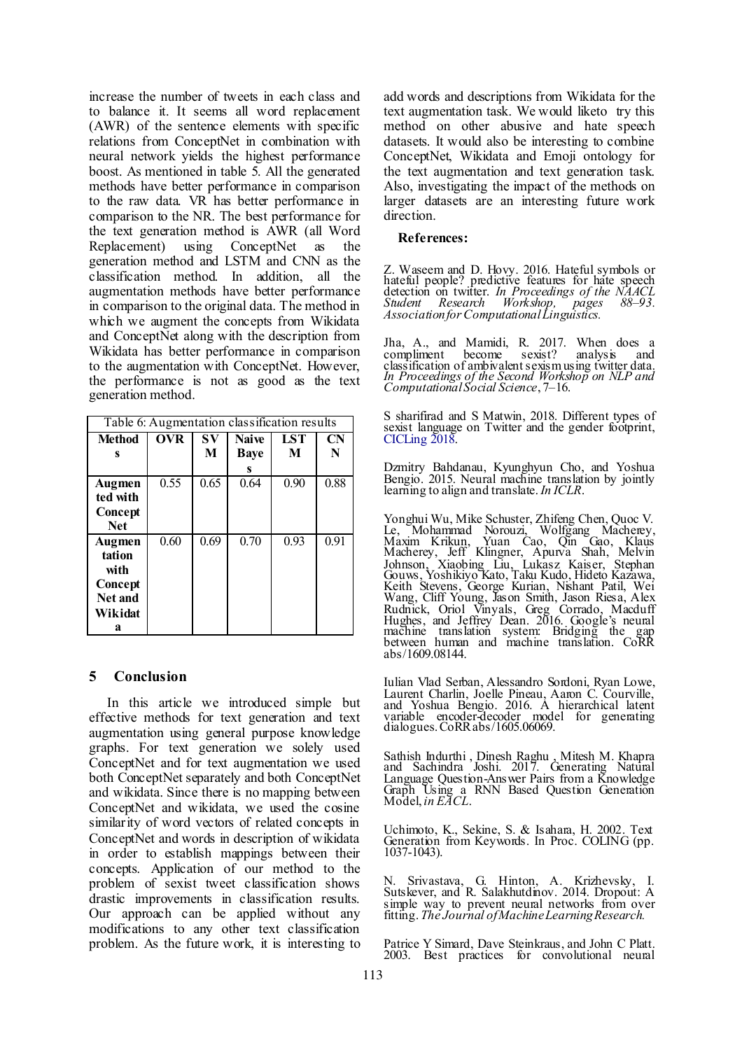increase the number of tweets in each class and to balance it. It seems all word replacement (AWR) of the sentence elements with specific relations from ConceptNet in combination with neural network yields the highest performance boost. As mentioned in table 5. All the generated methods have better performance in comparison to the raw data. VR has better performance in comparison to the NR. The best performance for the text generation method is AWR (all Word Replacement) using ConceptNet as the generation method and LSTM and CNN as the classification method. In addition, all the augmentation methods have better performance in comparison to the original data. The method in which we augment the concepts from Wikidata and ConceptNet along with the description from Wikidata has better performance in comparison to the augmentation with ConceptNet. However, the performance is not as good as the text generation method.

Table 6: Augmentation classification results

| Methods | OVR | SVM | Naive Bayes | LSTM | CNN |
|---|---|---|---|---|---|
| **Augmented with ConceptNet** | 0.55 | 0.65 | 0.64 | 0.90 | 0.88 |
| **Augmentation with ConceptNet and Wikidata** | 0.60 | 0.69 | 0.70 | 0.93 | 0.91 |

## 5 Conclusion

In this article we introduced simple but effective methods for text generation and text augmentation using general purpose knowledge graphs. For text generation we solely used ConceptNet and for text augmentation we used both ConceptNet separately and both ConceptNet and wikidata. Since there is no mapping between ConceptNet and wikidata, we used the cosine similarity of word vectors of related concepts in ConceptNet and words in description of wikidata in order to establish mappings between their concepts. Application of our method to the problem of sexist tweet classification shows drastic improvements in classification results. Our approach can be applied without any modifications to any other text classification problem. As the future work, it is interesting to add words and descriptions from Wikidata for the text augmentation task. We would liketo try this method on other abusive and hate speech datasets. It would also be interesting to combine ConceptNet, Wikidata and Emoji ontology for the text augmentation and text generation task. Also, investigating the impact of the methods on larger datasets are an interesting future work direction.

**References:**

Z. Waseem and D. Hovy. 2016. Hateful symbols or hateful people? predictive features for hate speech detection on twitter. *In Proceedings of the NAACL Student Research Workshop, pages 88–93. Association for Computational Linguistics.*

Jha, A., and Mamidi, R. 2017. When does a compliment become sexist? analysis and classification of ambivalent sexism using twitter data. *In Proceedings of the Second Workshop on NLP and Computational Social Science*, 7–16.

S sharifirad and S Matwin, 2018. Different types of sexist language on Twitter and the gender footprint, CICLing 2018.

Dzmitry Bahdanau, Kyunghyun Cho, and Yoshua Bengio. 2015. Neural machine translation by jointly learning to align and translate. *In ICLR*.

Yonghui Wu, Mike Schuster, Zhifeng Chen, Quoc V. Le, Mohammad Norouzi, Wolfgang Macherey, Maxim Krikun, Yuan Cao, Qin Gao, Klaus Macherey, Jeff Klingner, Apurva Shah, Melvin Johnson, Xiaobing Liu, Lukasz Kaiser, Stephan Gouws, Yoshikiyo Kato, Taku Kudo, Hideto Kazawa, Keith Stevens, George Kurian, Nishant Patil, Wei Wang, Cliff Young, Jason Smith, Jason Riesa, Alex Rudnick, Oriol Vinyals, Greg Corrado, Macduff Hughes, and Jeffrey Dean. 2016. Google's neural machine translation system: Bridging the gap between human and machine translation. CoRR abs/1609.08144.

Iulian Vlad Serban, Alessandro Sordoni, Ryan Lowe, Laurent Charlin, Joelle Pineau, Aaron C. Courville, and Yoshua Bengio. 2016. A hierarchical latent variable encoder-decoder model for generating dialogues. CoRR abs/1605.06069.

Sathish Indurthi , Dinesh Raghu , Mitesh M. Khapra and Sachindra Joshi. 2017. Generating Natural Language Question-Answer Pairs from a Knowledge Graph Using a RNN Based Question Generation Model, *in EACL*.

Uchimoto, K., Sekine, S. & Isahara, H. 2002. Text Generation from Keywords. In Proc. COLING (pp. 1037-1043).

N. Srivastava, G. Hinton, A. Krizhevsky, I. Sutskever, and R. Salakhutdinov. 2014. Dropout: A simple way to prevent neural networks from over fitting. *The Journal of Machine Learning Research.*

Patrice Y Simard, Dave Steinkraus, and John C Platt. 2003. Best practices for convolutional neural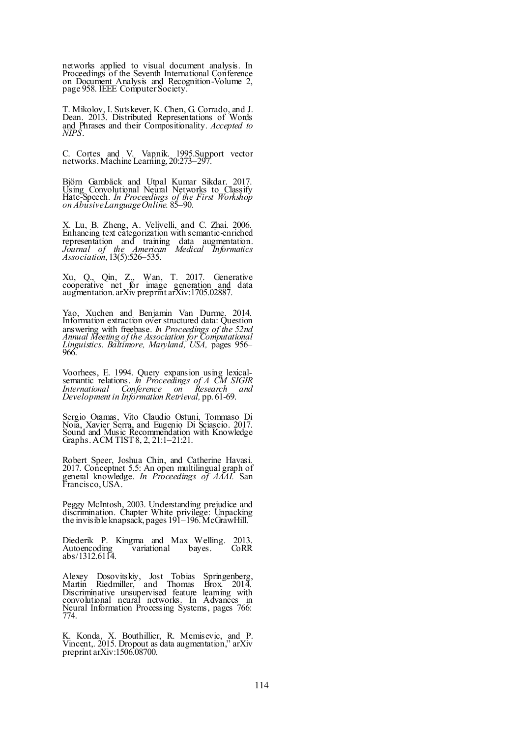networks applied to visual document analysis. In Proceedings of the Seventh International Conference on Document Analysis and Recognition-Volume 2, page 958. IEEE Computer Society.

T. Mikolov, I. Sutskever, K. Chen, G. Corrado, and J. Dean. 2013. Distributed Representations of Words and Phrases and their Compositionality. *Accepted to NIPS*.

C. Cortes and V. Vapnik. 1995.Support vector networks. Machine Learning, 20:273–297.

Björn Gambäck and Utpal Kumar Sikdar. 2017. Using Convolutional Neural Networks to Classify Hate-Speech. *In Proceedings of the First Workshop on Abusive Language Online.* 85–90.

X. Lu, B. Zheng, A. Velivelli, and C. Zhai. 2006. Enhancing text categorization with semantic-enriched representation and training data augmentation. *Journal of the American Medical Informatics Association*, 13(5):526–535.

Xu, Q., Qin, Z., Wan, T. 2017. Generative cooperative net for image generation and data augmentation. arXiv preprint arXiv:1705.02887.

Yao, Xuchen and Benjamin Van Durme. 2014. Information extraction over structured data: Question answering with freebase. *In Proceedings of the 52nd Annual Meeting of the Association for Computational Linguistics. Baltimore, Maryland, USA,* pages 956–966.

Voorhees, E. 1994. Query expansion using lexical-semantic relations. *In Proceedings of A CM SIGIR International Conference on Research and Development in Information Retrieval,* pp. 61-69.

Sergio Oramas, Vito Claudio Ostuni, Tommaso Di Noia, Xavier Serra, and Eugenio Di Sciascio. 2017. Sound and Music Recommendation with Knowledge Graphs. ACM TIST 8, 2, 21:1–21:21.

Robert Speer, Joshua Chin, and Catherine Havasi. 2017. Conceptnet 5.5: An open multilingual graph of general knowledge. *In Proceedings of AAAI.* San Francisco, USA.

Peggy McIntosh, 2003. Understanding prejudice and discrimination. Chapter White privilege: Unpacking the invisible knapsack, pages 191–196. McGrawHill.

Diederik P. Kingma and Max Welling. 2013. Autoencoding variational bayes. CoRR abs/1312.6114.

Alexey Dosovitskiy, Jost Tobias Springenberg, Martin Riedmiller, and Thomas Brox. 2014. Discriminative unsupervised feature learning with convolutional neural networks. In Advances in Neural Information Processing Systems, pages 766: 774.

K. Konda, X. Bouthillier, R. Memisevic, and P. Vincent,. 2015. Dropout as data augmentation," arXiv preprint arXiv:1506.08700.